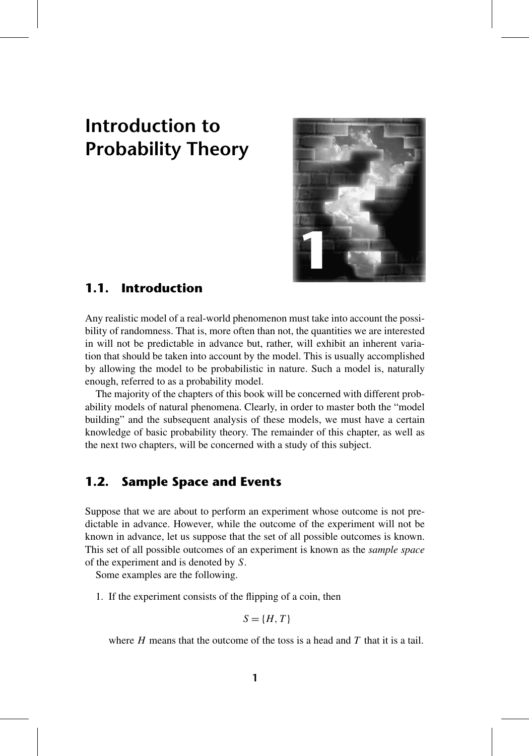# Introduction to Probability Theory

## 1.1. Introduction

Any realistic model of a real-world phenomenon must take into account the possibility of randomness. That is, more often than not, the quantities we are interested in will not be predictable in advance but, rather, will exhibit an inherent variation that should be taken into account by the model. This is usually accomplished by allowing the model to be probabilistic in nature. Such a model is, naturally enough, referred to as a probability model.

The majority of the chapters of this book will be concerned with different probability models of natural phenomena. Clearly, in order to master both the "model building" and the subsequent analysis of these models, we must have a certain knowledge of basic probability theory. The remainder of this chapter, as well as the next two chapters, will be concerned with a study of this subject.

## 1.2. Sample Space and Events

Suppose that we are about to perform an experiment whose outcome is not predictable in advance. However, while the outcome of the experiment will not be known in advance, let us suppose that the set of all possible outcomes is known. This set of all possible outcomes of an experiment is known as the *sample space* of the experiment and is denoted by $S$.

Some examples are the following.

1. If the experiment consists of the flipping of a coin, then

$$S = \{H, T\}$$

where $H$ means that the outcome of the toss is a head and $T$ that it is a tail.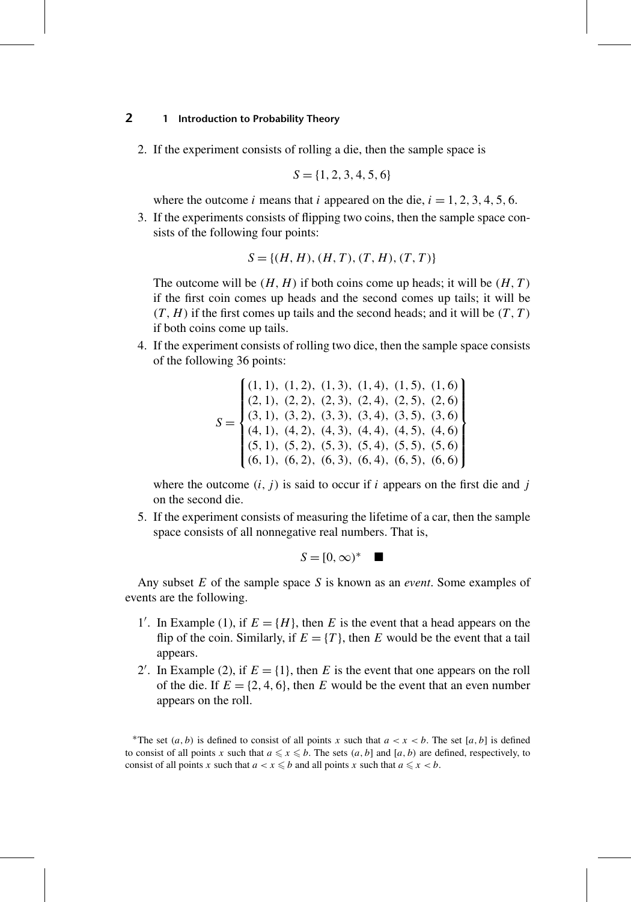2. If the experiment consists of rolling a die, then the sample space is

$$S = \{1, 2, 3, 4, 5, 6\}$$

where the outcome $i$ means that $i$ appeared on the die, $i = 1, 2, 3, 4, 5, 6$.

3. If the experiments consists of flipping two coins, then the sample space consists of the following four points:

$$S = \{(H, H), (H, T), (T, H), (T, T)\}$$

The outcome will be $(H, H)$ if both coins come up heads; it will be $(H, T)$ if the first coin comes up heads and the second comes up tails; it will be $(T, H)$ if the first comes up tails and the second heads; and it will be $(T, T)$ if both coins come up tails.

4. If the experiment consists of rolling two dice, then the sample space consists of the following 36 points:

$$S = \left\{ \begin{matrix} (1,1), & (1,2), & (1,3), & (1,4), & (1,5), & (1,6) \\ (2,1), & (2,2), & (2,3), & (2,4), & (2,5), & (2,6) \\ (3,1), & (3,2), & (3,3), & (3,4), & (3,5), & (3,6) \\ (4,1), & (4,2), & (4,3), & (4,4), & (4,5), & (4,6) \\ (5,1), & (5,2), & (5,3), & (5,4), & (5,5), & (5,6) \\ (6,1), & (6,2), & (6,3), & (6,4), & (6,5), & (6,6) \end{matrix} \right\}$$

where the outcome $(i, j)$ is said to occur if $i$ appears on the first die and $j$ on the second die.

5. If the experiment consists of measuring the lifetime of a car, then the sample space consists of all nonnegative real numbers. That is,

$$S = [0, \infty)^* \quad \blacksquare$$

Any subset $E$ of the sample space $S$ is known as an *event*. Some examples of events are the following.

1′. In Example (1), if $E = \{H\}$, then $E$ is the event that a head appears on the flip of the coin. Similarly, if $E = \{T\}$, then $E$ would be the event that a tail appears.

2′. In Example (2), if $E = \{1\}$, then $E$ is the event that one appears on the roll of the die. If $E = \{2, 4, 6\}$, then $E$ would be the event that an even number appears on the roll.

*The set $(a, b)$ is defined to consist of all points $x$ such that $a < x < b$. The set $[a, b]$ is defined to consist of all points $x$ such that $a \leqslant x \leqslant b$. The sets $(a, b]$ and $[a, b)$ are defined, respectively, to consist of all points $x$ such that $a < x \leqslant b$ and all points $x$ such that $a \leqslant x < b$.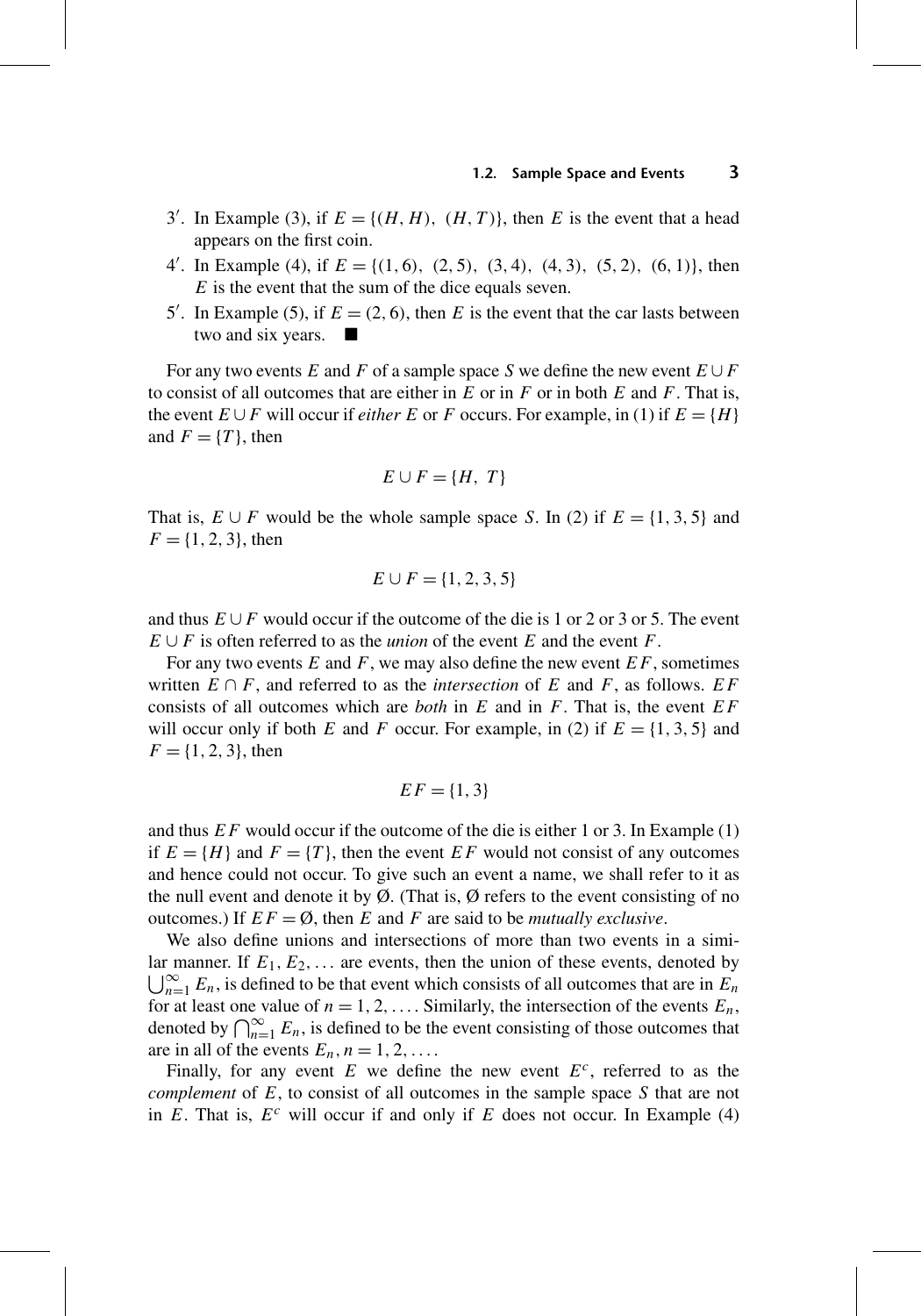3′. In Example (3), if $E = \{(H, H),\ (H, T)\}$, then $E$ is the event that a head appears on the first coin.

4′. In Example (4), if $E = \{(1, 6),\ (2, 5),\ (3, 4),\ (4, 3),\ (5, 2),\ (6, 1)\}$, then $E$ is the event that the sum of the dice equals seven.

5′. In Example (5), if $E = (2, 6)$, then $E$ is the event that the car lasts between two and six years. ■

For any two events $E$ and $F$ of a sample space $S$ we define the new event $E \cup F$ to consist of all outcomes that are either in $E$ or in $F$ or in both $E$ and $F$. That is, the event $E \cup F$ will occur if *either* $E$ or $F$ occurs. For example, in (1) if $E = \{H\}$ and $F = \{T\}$, then

$$E \cup F = \{H,\ T\}$$

That is, $E \cup F$ would be the whole sample space $S$. In (2) if $E = \{1, 3, 5\}$ and $F = \{1, 2, 3\}$, then

$$E \cup F = \{1, 2, 3, 5\}$$

and thus $E \cup F$ would occur if the outcome of the die is 1 or 2 or 3 or 5. The event $E \cup F$ is often referred to as the *union* of the event $E$ and the event $F$.

For any two events $E$ and $F$, we may also define the new event $EF$, sometimes written $E \cap F$, and referred to as the *intersection* of $E$ and $F$, as follows. $EF$ consists of all outcomes which are *both* in $E$ and in $F$. That is, the event $EF$ will occur only if both $E$ and $F$ occur. For example, in (2) if $E = \{1, 3, 5\}$ and $F = \{1, 2, 3\}$, then

$$EF = \{1, 3\}$$

and thus $EF$ would occur if the outcome of the die is either 1 or 3. In Example (1) if $E = \{H\}$ and $F = \{T\}$, then the event $EF$ would not consist of any outcomes and hence could not occur. To give such an event a name, we shall refer to it as the null event and denote it by $\emptyset$. (That is, $\emptyset$ refers to the event consisting of no outcomes.) If $EF = \emptyset$, then $E$ and $F$ are said to be *mutually exclusive*.

We also define unions and intersections of more than two events in a similar manner. If $E_1, E_2, \ldots$ are events, then the union of these events, denoted by $\bigcup_{n=1}^{\infty} E_n$, is defined to be that event which consists of all outcomes that are in $E_n$ for at least one value of $n = 1, 2, \ldots$. Similarly, the intersection of the events $E_n$, denoted by $\bigcap_{n=1}^{\infty} E_n$, is defined to be the event consisting of those outcomes that are in all of the events $E_n, n = 1, 2, \ldots$.

Finally, for any event $E$ we define the new event $E^c$, referred to as the *complement* of $E$, to consist of all outcomes in the sample space $S$ that are not in $E$. That is, $E^c$ will occur if and only if $E$ does not occur. In Example (4)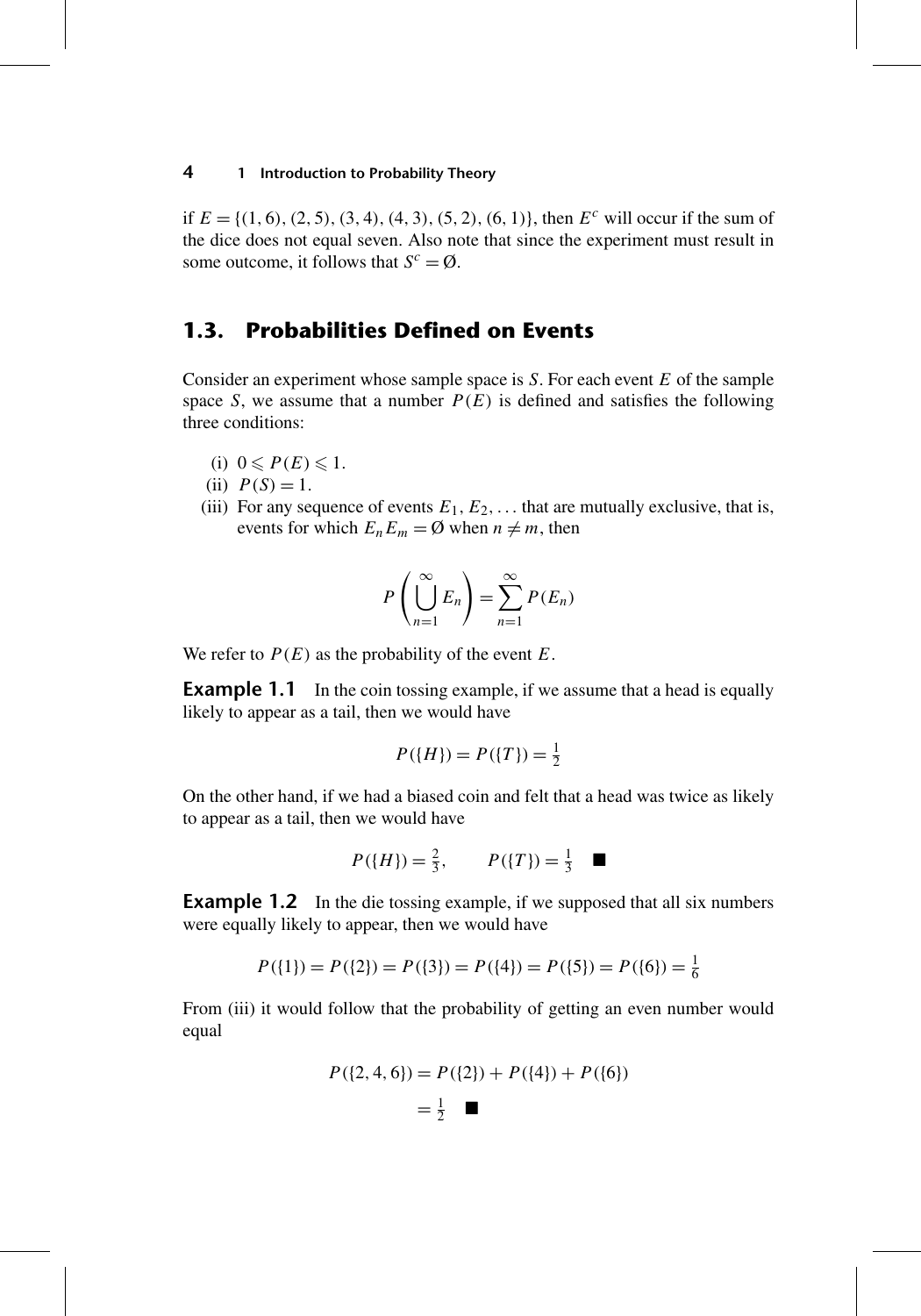if $E = \{(1, 6), (2, 5), (3, 4), (4, 3), (5, 2), (6, 1)\}$, then $E^c$ will occur if the sum of the dice does not equal seven. Also note that since the experiment must result in some outcome, it follows that $S^c = \emptyset$.

## 1.3. Probabilities Defined on Events

Consider an experiment whose sample space is $S$. For each event $E$ of the sample space $S$, we assume that a number $P(E)$ is defined and satisfies the following three conditions:

(i) $0 \leqslant P(E) \leqslant 1$.

(ii) $P(S) = 1$.

(iii) For any sequence of events $E_1, E_2, \ldots$ that are mutually exclusive, that is, events for which $E_n E_m = \emptyset$ when $n \neq m$, then

$$P\left(\bigcup_{n=1}^{\infty} E_n\right) = \sum_{n=1}^{\infty} P(E_n)$$

We refer to $P(E)$ as the probability of the event $E$.

**Example 1.1** In the coin tossing example, if we assume that a head is equally likely to appear as a tail, then we would have

$$P(\{H\}) = P(\{T\}) = \tfrac{1}{2}$$

On the other hand, if we had a biased coin and felt that a head was twice as likely to appear as a tail, then we would have

$$P(\{H\}) = \tfrac{2}{3}, \qquad P(\{T\}) = \tfrac{1}{3} \quad \blacksquare$$

**Example 1.2** In the die tossing example, if we supposed that all six numbers were equally likely to appear, then we would have

$$P(\{1\}) = P(\{2\}) = P(\{3\}) = P(\{4\}) = P(\{5\}) = P(\{6\}) = \tfrac{1}{6}$$

From (iii) it would follow that the probability of getting an even number would equal

$$\begin{aligned} P(\{2, 4, 6\}) &= P(\{2\}) + P(\{4\}) + P(\{6\}) \\ &= \tfrac{1}{2} \quad \blacksquare \end{aligned}$$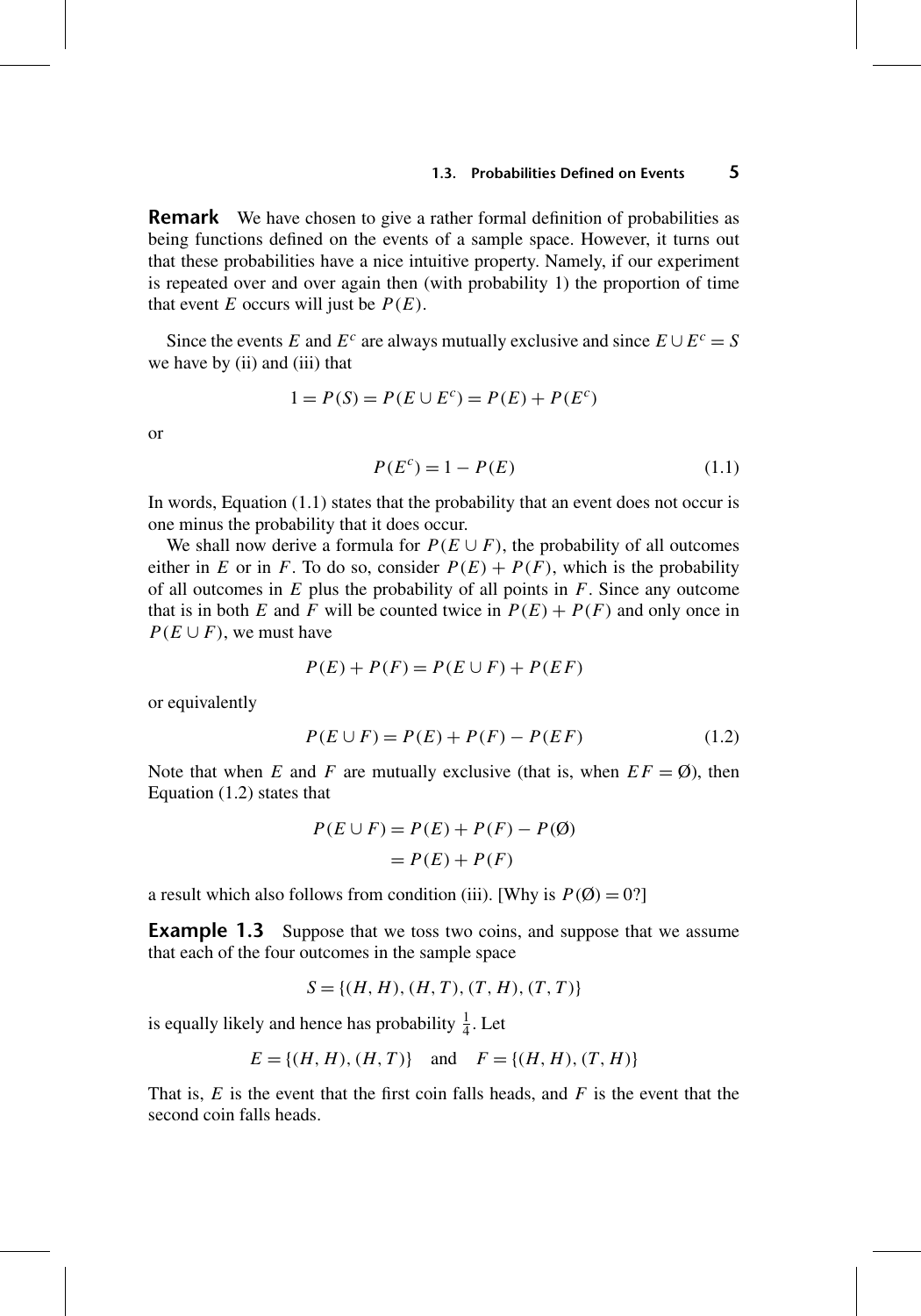**Remark** We have chosen to give a rather formal definition of probabilities as being functions defined on the events of a sample space. However, it turns out that these probabilities have a nice intuitive property. Namely, if our experiment is repeated over and over again then (with probability 1) the proportion of time that event $E$ occurs will just be $P(E)$.

Since the events $E$ and $E^c$ are always mutually exclusive and since $E \cup E^c = S$ we have by (ii) and (iii) that

$$1 = P(S) = P(E \cup E^c) = P(E) + P(E^c)$$

or

$$P(E^c) = 1 - P(E) \tag{1.1}$$

In words, Equation (1.1) states that the probability that an event does not occur is one minus the probability that it does occur.

We shall now derive a formula for $P(E \cup F)$, the probability of all outcomes either in $E$ or in $F$. To do so, consider $P(E) + P(F)$, which is the probability of all outcomes in $E$ plus the probability of all points in $F$. Since any outcome that is in both $E$ and $F$ will be counted twice in $P(E) + P(F)$ and only once in $P(E \cup F)$, we must have

$$P(E) + P(F) = P(E \cup F) + P(EF)$$

or equivalently

$$P(E \cup F) = P(E) + P(F) - P(EF) \tag{1.2}$$

Note that when $E$ and $F$ are mutually exclusive (that is, when $EF = \emptyset$), then Equation (1.2) states that

$$\begin{aligned} P(E \cup F) &= P(E) + P(F) - P(\emptyset) \\ &= P(E) + P(F) \end{aligned}$$

a result which also follows from condition (iii). [Why is $P(\emptyset) = 0$?]

**Example 1.3** Suppose that we toss two coins, and suppose that we assume that each of the four outcomes in the sample space

$$S = \{(H, H), (H, T), (T, H), (T, T)\}$$

is equally likely and hence has probability $\frac{1}{4}$. Let

$$E = \{(H, H), (H, T)\} \quad \text{and} \quad F = \{(H, H), (T, H)\}$$

That is, $E$ is the event that the first coin falls heads, and $F$ is the event that the second coin falls heads.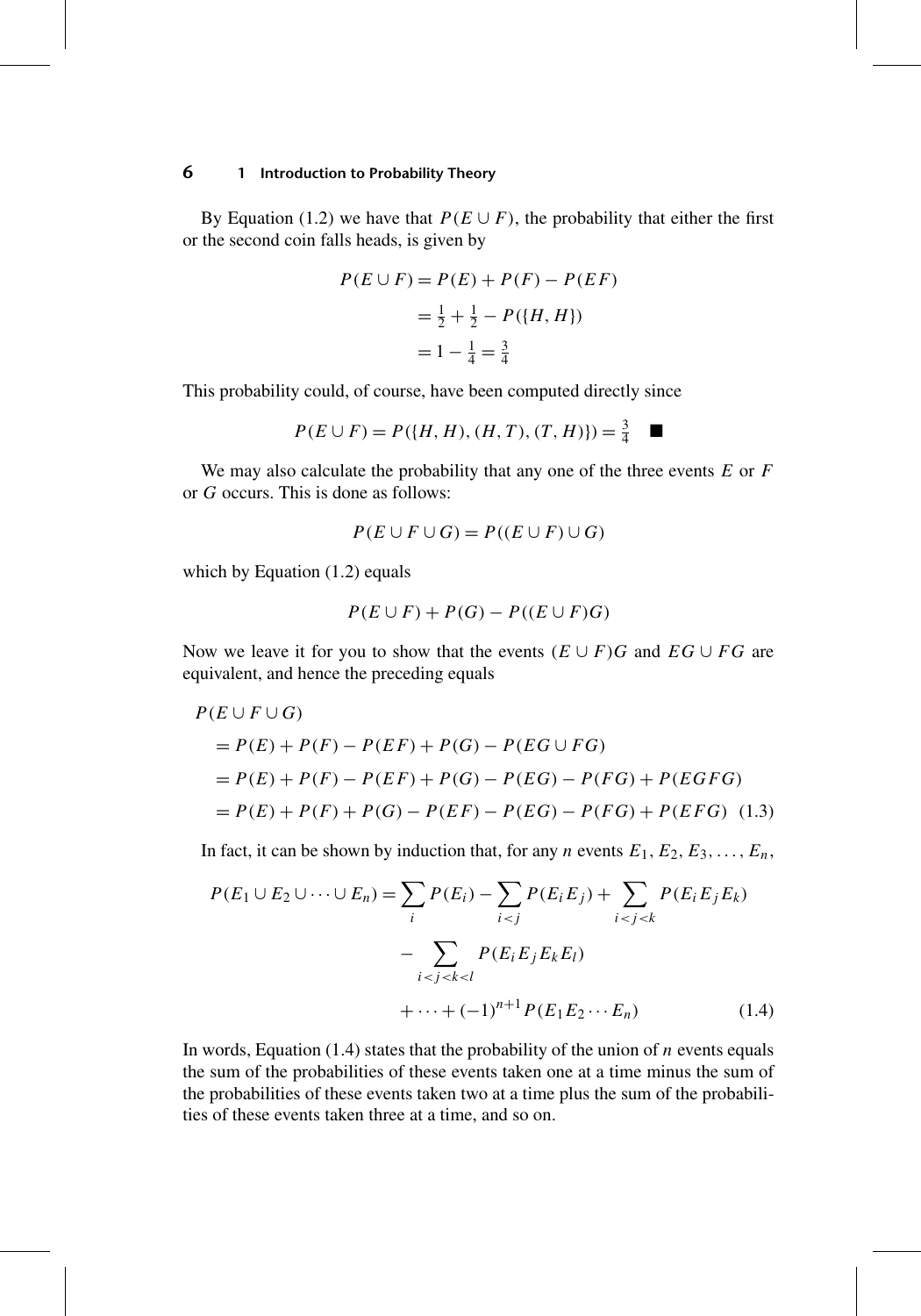By Equation (1.2) we have that $P(E \cup F)$, the probability that either the first or the second coin falls heads, is given by

$$
\begin{aligned}
P(E \cup F) &= P(E) + P(F) - P(EF) \\
&= \tfrac{1}{2} + \tfrac{1}{2} - P(\{H, H\}) \\
&= 1 - \tfrac{1}{4} = \tfrac{3}{4}
\end{aligned}
$$

This probability could, of course, have been computed directly since

$$
P(E \cup F) = P(\{H, H), (H, T), (T, H)\}) = \tfrac{3}{4} \quad \blacksquare
$$

We may also calculate the probability that any one of the three events $E$ or $F$ or $G$ occurs. This is done as follows:

$$
P(E \cup F \cup G) = P((E \cup F) \cup G)
$$

which by Equation (1.2) equals

$$
P(E \cup F) + P(G) - P((E \cup F)G)
$$

Now we leave it for you to show that the events $(E \cup F)G$ and $EG \cup FG$ are equivalent, and hence the preceding equals

$$
\begin{aligned}
&P(E \cup F \cup G) \\
&\quad = P(E) + P(F) - P(EF) + P(G) - P(EG \cup FG) \\
&\quad = P(E) + P(F) - P(EF) + P(G) - P(EG) - P(FG) + P(EGFG) \\
&\quad = P(E) + P(F) + P(G) - P(EF) - P(EG) - P(FG) + P(EFG) \quad (1.3)
\end{aligned}
$$

In fact, it can be shown by induction that, for any $n$ events $E_1, E_2, E_3, \ldots, E_n$,

$$
\begin{aligned}
P(E_1 \cup E_2 \cup \cdots \cup E_n) = \sum_i P(E_i) - \sum_{i<j} P(E_i E_j) + \sum_{i<j<k} P(E_i E_j E_k) \\
- \sum_{i<j<k<l} P(E_i E_j E_k E_l) \\
+ \cdots + (-1)^{n+1} P(E_1 E_2 \cdots E_n) \quad (1.4)
\end{aligned}
$$

In words, Equation (1.4) states that the probability of the union of $n$ events equals the sum of the probabilities of these events taken one at a time minus the sum of the probabilities of these events taken two at a time plus the sum of the probabilities of these events taken three at a time, and so on.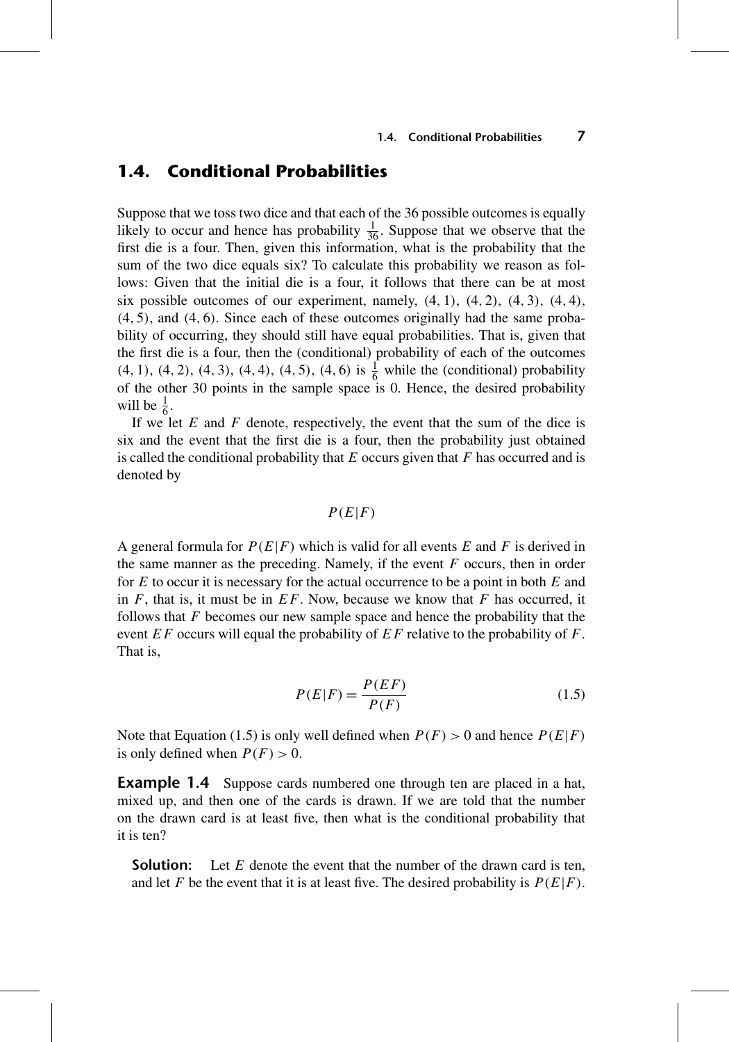## 1.4. Conditional Probabilities

Suppose that we toss two dice and that each of the 36 possible outcomes is equally likely to occur and hence has probability $\frac{1}{36}$. Suppose that we observe that the first die is a four. Then, given this information, what is the probability that the sum of the two dice equals six? To calculate this probability we reason as follows: Given that the initial die is a four, it follows that there can be at most six possible outcomes of our experiment, namely, $(4, 1)$, $(4, 2)$, $(4, 3)$, $(4, 4)$, $(4, 5)$, and $(4, 6)$. Since each of these outcomes originally had the same probability of occurring, they should still have equal probabilities. That is, given that the first die is a four, then the (conditional) probability of each of the outcomes $(4, 1)$, $(4, 2)$, $(4, 3)$, $(4, 4)$, $(4, 5)$, $(4, 6)$ is $\frac{1}{6}$ while the (conditional) probability of the other 30 points in the sample space is 0. Hence, the desired probability will be $\frac{1}{6}$.

If we let $E$ and $F$ denote, respectively, the event that the sum of the dice is six and the event that the first die is a four, then the probability just obtained is called the conditional probability that $E$ occurs given that $F$ has occurred and is denoted by

$$P(E|F)$$

A general formula for $P(E|F)$ which is valid for all events $E$ and $F$ is derived in the same manner as the preceding. Namely, if the event $F$ occurs, then in order for $E$ to occur it is necessary for the actual occurrence to be a point in both $E$ and in $F$, that is, it must be in $EF$. Now, because we know that $F$ has occurred, it follows that $F$ becomes our new sample space and hence the probability that the event $EF$ occurs will equal the probability of $EF$ relative to the probability of $F$. That is,

$$P(E|F) = \frac{P(EF)}{P(F)} \tag{1.5}$$

Note that Equation (1.5) is only well defined when $P(F) > 0$ and hence $P(E|F)$ is only defined when $P(F) > 0$.

**Example 1.4** Suppose cards numbered one through ten are placed in a hat, mixed up, and then one of the cards is drawn. If we are told that the number on the drawn card is at least five, then what is the conditional probability that it is ten?

**Solution:** Let $E$ denote the event that the number of the drawn card is ten, and let $F$ be the event that it is at least five. The desired probability is $P(E|F)$.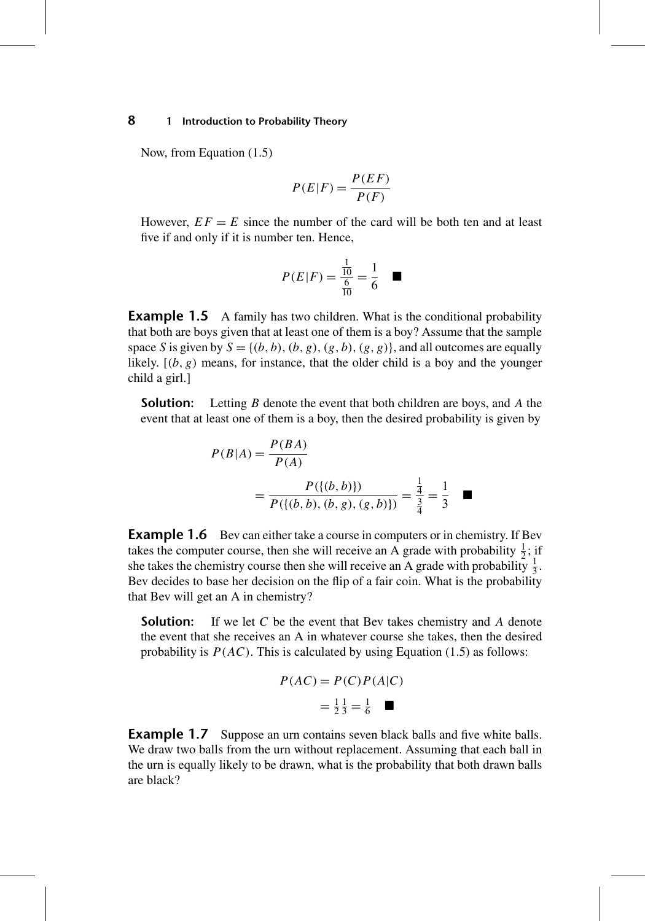Now, from Equation (1.5)

$$P(E|F) = \frac{P(EF)}{P(F)}$$

However, $EF = E$ since the number of the card will be both ten and at least five if and only if it is number ten. Hence,

$$P(E|F) = \frac{\frac{1}{10}}{\frac{6}{10}} = \frac{1}{6} \quad \blacksquare$$

**Example 1.5** A family has two children. What is the conditional probability that both are boys given that at least one of them is a boy? Assume that the sample space $S$ is given by $S = \{(b, b), (b, g), (g, b), (g, g)\}$, and all outcomes are equally likely. [$(b, g)$ means, for instance, that the older child is a boy and the younger child a girl.]

**Solution:** Letting $B$ denote the event that both children are boys, and $A$ the event that at least one of them is a boy, then the desired probability is given by

$$\begin{aligned} P(B|A) &= \frac{P(BA)}{P(A)} \\ &= \frac{P(\{(b, b)\})}{P(\{(b, b), (b, g), (g, b)\})} = \frac{\frac{1}{4}}{\frac{3}{4}} = \frac{1}{3} \quad \blacksquare \end{aligned}$$

**Example 1.6** Bev can either take a course in computers or in chemistry. If Bev takes the computer course, then she will receive an A grade with probability $\frac{1}{2}$; if she takes the chemistry course then she will receive an A grade with probability $\frac{1}{3}$. Bev decides to base her decision on the flip of a fair coin. What is the probability that Bev will get an A in chemistry?

**Solution:** If we let $C$ be the event that Bev takes chemistry and $A$ denote the event that she receives an A in whatever course she takes, then the desired probability is $P(AC)$. This is calculated by using Equation (1.5) as follows:

$$\begin{aligned} P(AC) &= P(C)P(A|C) \\ &= \tfrac{1}{2}\tfrac{1}{3} = \tfrac{1}{6} \quad \blacksquare \end{aligned}$$

**Example 1.7** Suppose an urn contains seven black balls and five white balls. We draw two balls from the urn without replacement. Assuming that each ball in the urn is equally likely to be drawn, what is the probability that both drawn balls are black?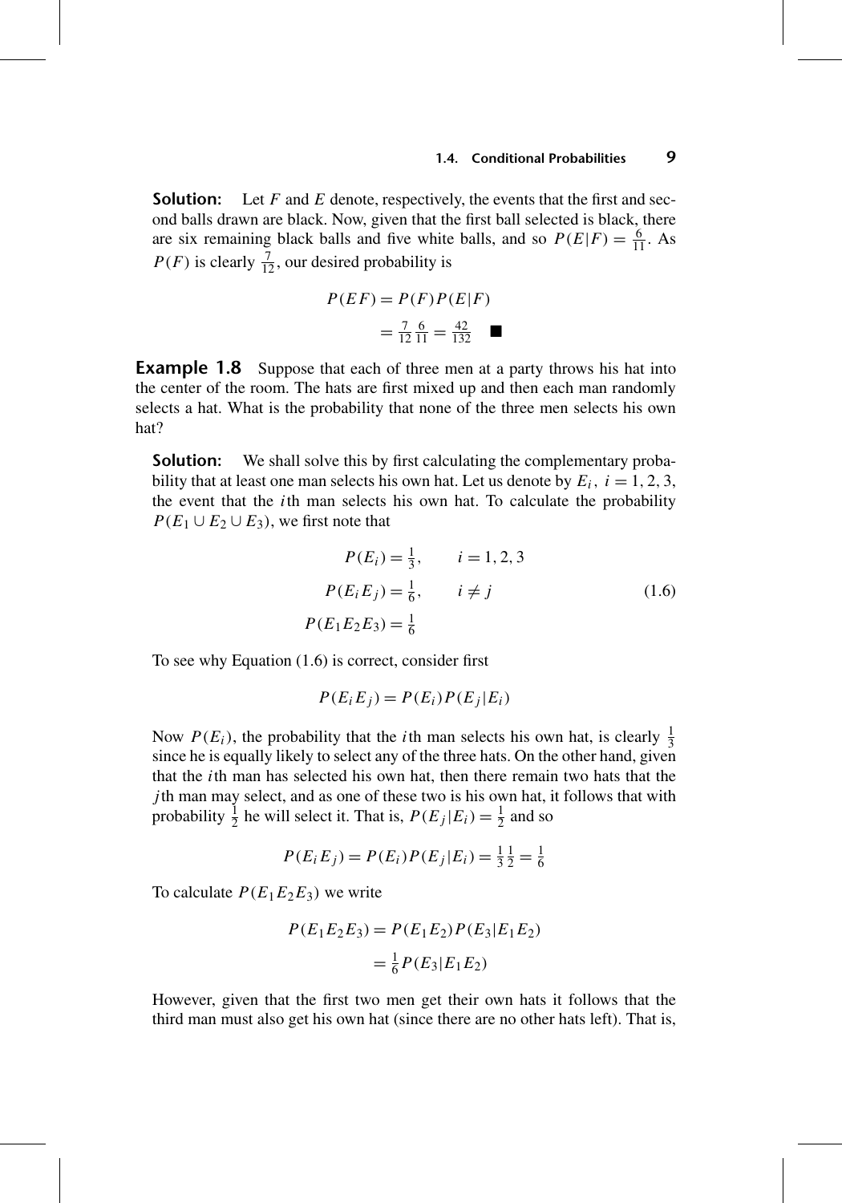**Solution:** Let $F$ and $E$ denote, respectively, the events that the first and second balls drawn are black. Now, given that the first ball selected is black, there are six remaining black balls and five white balls, and so $P(E|F) = \frac{6}{11}$. As $P(F)$ is clearly $\frac{7}{12}$, our desired probability is

$$
\begin{aligned}
P(EF) &= P(F)P(E|F) \\
&= \tfrac{7}{12}\tfrac{6}{11} = \tfrac{42}{132} \quad \blacksquare
\end{aligned}
$$

**Example 1.8** Suppose that each of three men at a party throws his hat into the center of the room. The hats are first mixed up and then each man randomly selects a hat. What is the probability that none of the three men selects his own hat?

**Solution:** We shall solve this by first calculating the complementary probability that at least one man selects his own hat. Let us denote by $E_i$, $i = 1, 2, 3$, the event that the $i$th man selects his own hat. To calculate the probability $P(E_1 \cup E_2 \cup E_3)$, we first note that

$$
\begin{aligned}
P(E_i) &= \tfrac{1}{3}, \qquad i = 1, 2, 3 \\
P(E_i E_j) &= \tfrac{1}{6}, \qquad i \neq j \\
P(E_1 E_2 E_3) &= \tfrac{1}{6}
\end{aligned}
\tag{1.6}
$$

To see why Equation (1.6) is correct, consider first

$$P(E_i E_j) = P(E_i)P(E_j|E_i)$$

Now $P(E_i)$, the probability that the $i$th man selects his own hat, is clearly $\frac{1}{3}$ since he is equally likely to select any of the three hats. On the other hand, given that the $i$th man has selected his own hat, then there remain two hats that the $j$th man may select, and as one of these two is his own hat, it follows that with probability $\frac{1}{2}$ he will select it. That is, $P(E_j|E_i) = \frac{1}{2}$ and so

$$P(E_i E_j) = P(E_i)P(E_j|E_i) = \tfrac{1}{3}\tfrac{1}{2} = \tfrac{1}{6}$$

To calculate $P(E_1 E_2 E_3)$ we write

$$
\begin{aligned}
P(E_1 E_2 E_3) &= P(E_1 E_2)P(E_3|E_1 E_2) \\
&= \tfrac{1}{6} P(E_3|E_1 E_2)
\end{aligned}
$$

However, given that the first two men get their own hats it follows that the third man must also get his own hat (since there are no other hats left). That is,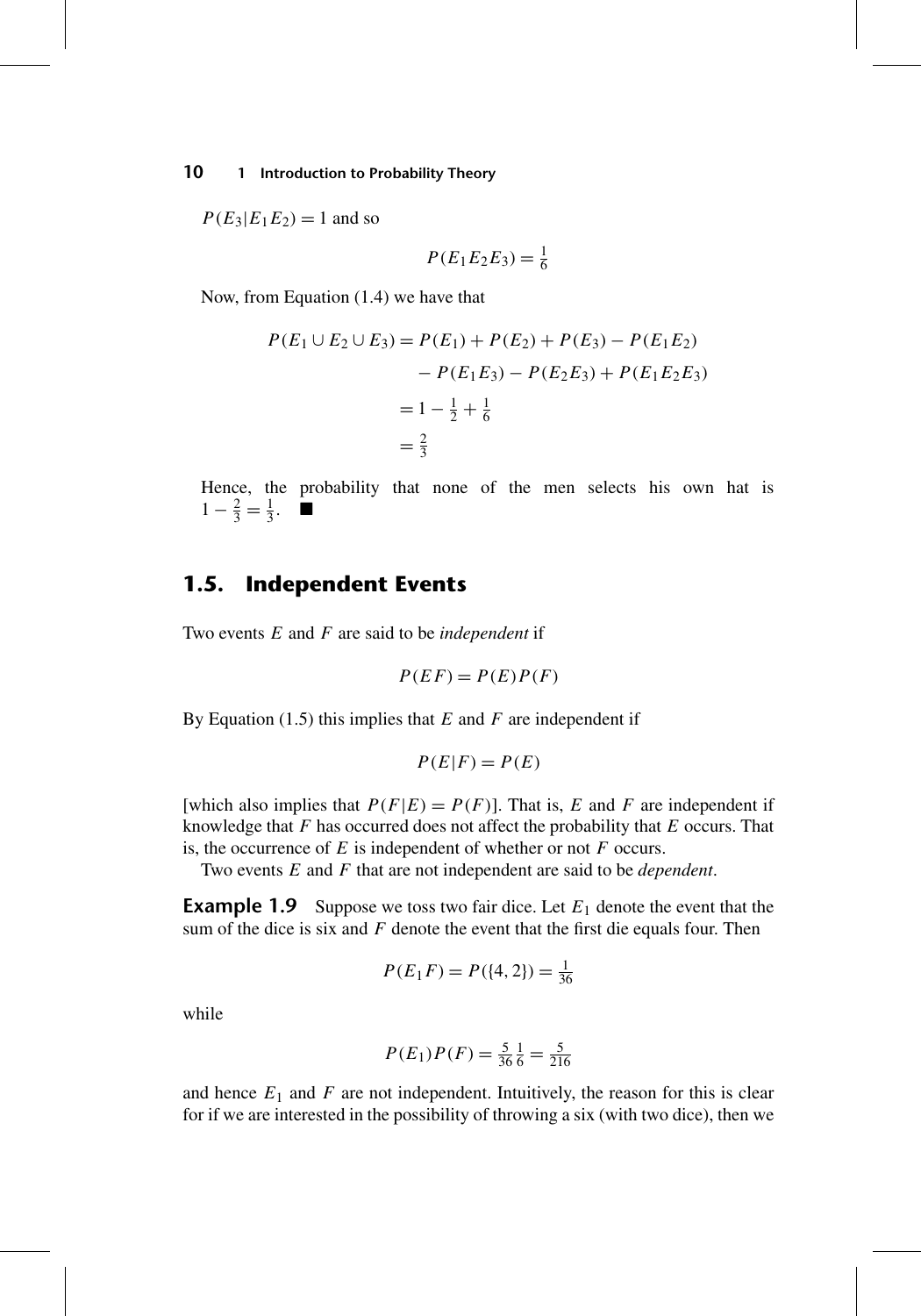$P(E_3|E_1E_2) = 1$ and so

$$P(E_1E_2E_3) = \tfrac{1}{6}$$

Now, from Equation (1.4) we have that

$$\begin{aligned}
P(E_1 \cup E_2 \cup E_3) &= P(E_1) + P(E_2) + P(E_3) - P(E_1E_2) \\
&\quad - P(E_1E_3) - P(E_2E_3) + P(E_1E_2E_3) \\
&= 1 - \tfrac{1}{2} + \tfrac{1}{6} \\
&= \tfrac{2}{3}
\end{aligned}$$

Hence, the probability that none of the men selects his own hat is $1 - \frac{2}{3} = \frac{1}{3}$. ∎

## 1.5. Independent Events

Two events $E$ and $F$ are said to be *independent* if

$$P(EF) = P(E)P(F)$$

By Equation (1.5) this implies that $E$ and $F$ are independent if

$$P(E|F) = P(E)$$

[which also implies that $P(F|E) = P(F)$]. That is, $E$ and $F$ are independent if knowledge that $F$ has occurred does not affect the probability that $E$ occurs. That is, the occurrence of $E$ is independent of whether or not $F$ occurs.

Two events $E$ and $F$ that are not independent are said to be *dependent*.

**Example 1.9** Suppose we toss two fair dice. Let $E_1$ denote the event that the sum of the dice is six and $F$ denote the event that the first die equals four. Then

$$P(E_1F) = P(\{4, 2\}) = \tfrac{1}{36}$$

while

$$P(E_1)P(F) = \tfrac{5}{36}\tfrac{1}{6} = \tfrac{5}{216}$$

and hence $E_1$ and $F$ are not independent. Intuitively, the reason for this is clear for if we are interested in the possibility of throwing a six (with two dice), then we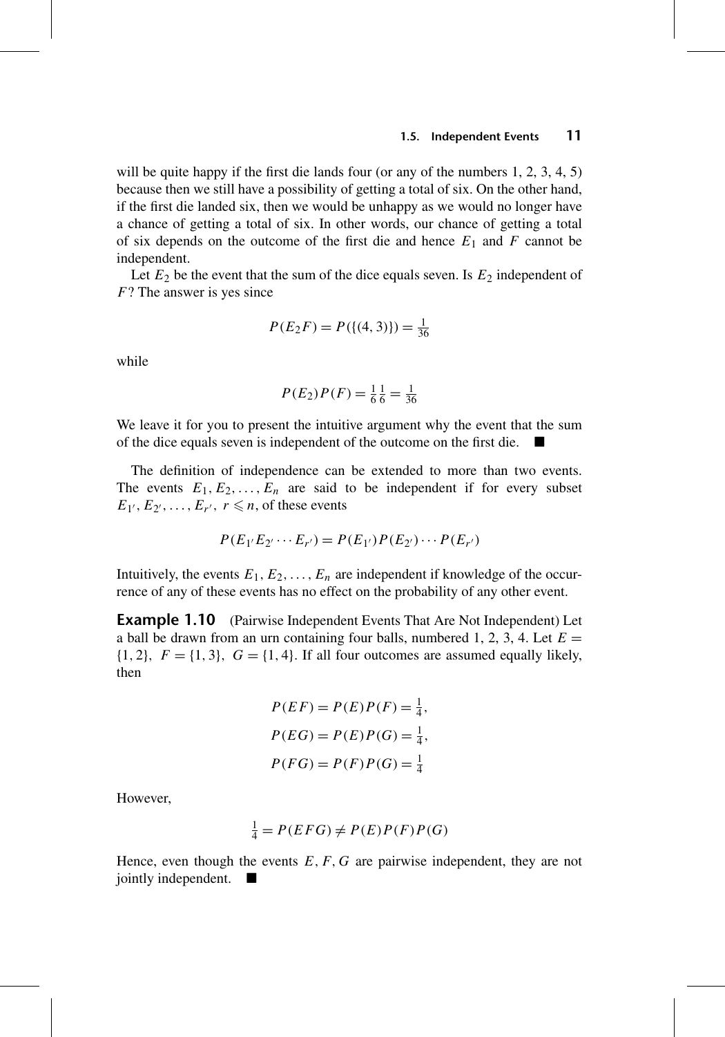will be quite happy if the first die lands four (or any of the numbers 1, 2, 3, 4, 5) because then we still have a possibility of getting a total of six. On the other hand, if the first die landed six, then we would be unhappy as we would no longer have a chance of getting a total of six. In other words, our chance of getting a total of six depends on the outcome of the first die and hence $E_1$ and $F$ cannot be independent.

Let $E_2$ be the event that the sum of the dice equals seven. Is $E_2$ independent of $F$? The answer is yes since

$$P(E_2F) = P(\{(4,3)\}) = \tfrac{1}{36}$$

while

$$P(E_2)P(F) = \tfrac{1}{6}\tfrac{1}{6} = \tfrac{1}{36}$$

We leave it for you to present the intuitive argument why the event that the sum of the dice equals seven is independent of the outcome on the first die. ■

The definition of independence can be extended to more than two events. The events $E_1, E_2, \dots, E_n$ are said to be independent if for every subset $E_{1'}, E_{2'}, \dots, E_{r'}$, $r \leqslant n$, of these events

$$P(E_{1'}E_{2'} \cdots E_{r'}) = P(E_{1'})P(E_{2'}) \cdots P(E_{r'})$$

Intuitively, the events $E_1, E_2, \dots, E_n$ are independent if knowledge of the occurrence of any of these events has no effect on the probability of any other event.

**Example 1.10** (Pairwise Independent Events That Are Not Independent) Let a ball be drawn from an urn containing four balls, numbered 1, 2, 3, 4. Let $E = \{1, 2\}$, $F = \{1, 3\}$, $G = \{1, 4\}$. If all four outcomes are assumed equally likely, then

$$P(EF) = P(E)P(F) = \tfrac{1}{4},$$
$$P(EG) = P(E)P(G) = \tfrac{1}{4},$$
$$P(FG) = P(F)P(G) = \tfrac{1}{4}$$

However,

$$\tfrac{1}{4} = P(EFG) \neq P(E)P(F)P(G)$$

Hence, even though the events $E, F, G$ are pairwise independent, they are not jointly independent. ■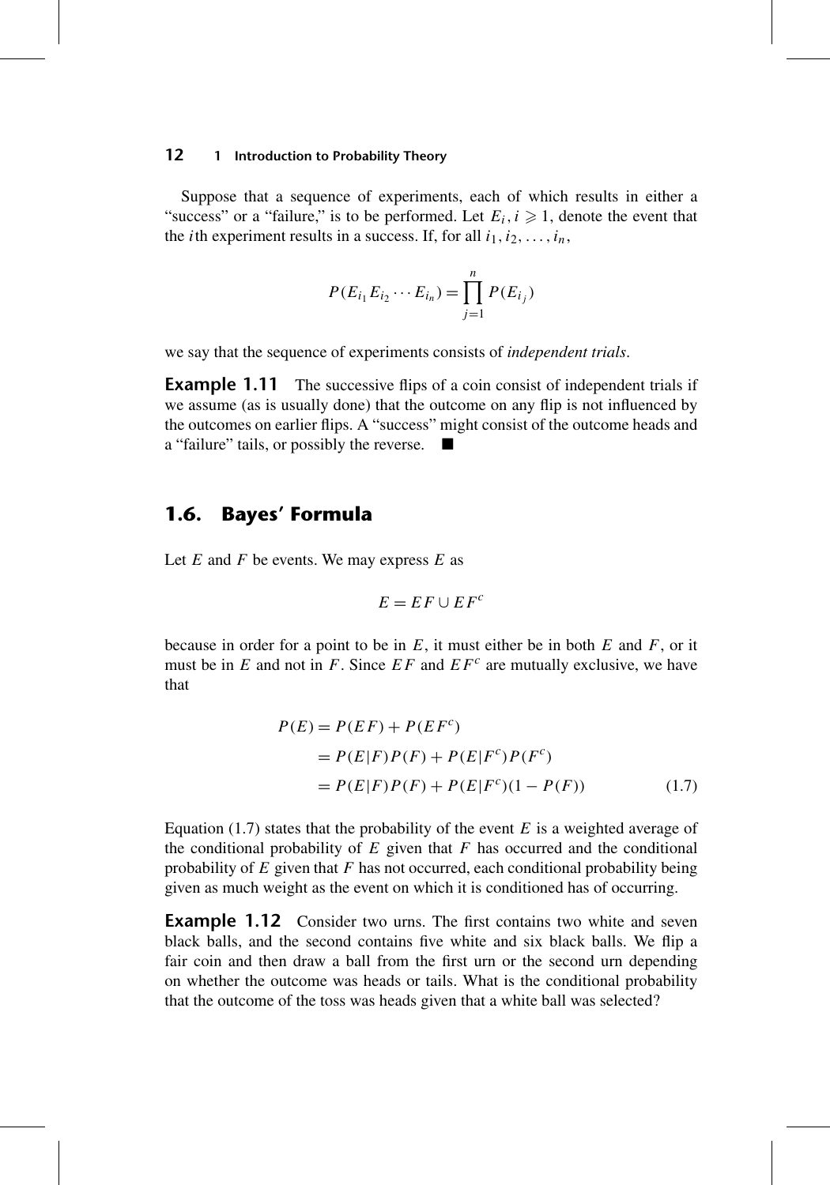Suppose that a sequence of experiments, each of which results in either a "success" or a "failure," is to be performed. Let $E_i, i \geqslant 1$, denote the event that the $i$th experiment results in a success. If, for all $i_1, i_2, \ldots, i_n$,

$$P(E_{i_1} E_{i_2} \cdots E_{i_n}) = \prod_{j=1}^{n} P(E_{i_j})$$

we say that the sequence of experiments consists of *independent trials*.

**Example 1.11** The successive flips of a coin consist of independent trials if we assume (as is usually done) that the outcome on any flip is not influenced by the outcomes on earlier flips. A "success" might consist of the outcome heads and a "failure" tails, or possibly the reverse. ■

## 1.6. Bayes' Formula

Let $E$ and $F$ be events. We may express $E$ as

$$E = EF \cup EF^c$$

because in order for a point to be in $E$, it must either be in both $E$ and $F$, or it must be in $E$ and not in $F$. Since $EF$ and $EF^c$ are mutually exclusive, we have that

$$\begin{aligned}
P(E) &= P(EF) + P(EF^c) \\
&= P(E|F)P(F) + P(E|F^c)P(F^c) \\
&= P(E|F)P(F) + P(E|F^c)(1 - P(F)) \qquad (1.7)
\end{aligned}$$

Equation (1.7) states that the probability of the event $E$ is a weighted average of the conditional probability of $E$ given that $F$ has occurred and the conditional probability of $E$ given that $F$ has not occurred, each conditional probability being given as much weight as the event on which it is conditioned has of occurring.

**Example 1.12** Consider two urns. The first contains two white and seven black balls, and the second contains five white and six black balls. We flip a fair coin and then draw a ball from the first urn or the second urn depending on whether the outcome was heads or tails. What is the conditional probability that the outcome of the toss was heads given that a white ball was selected?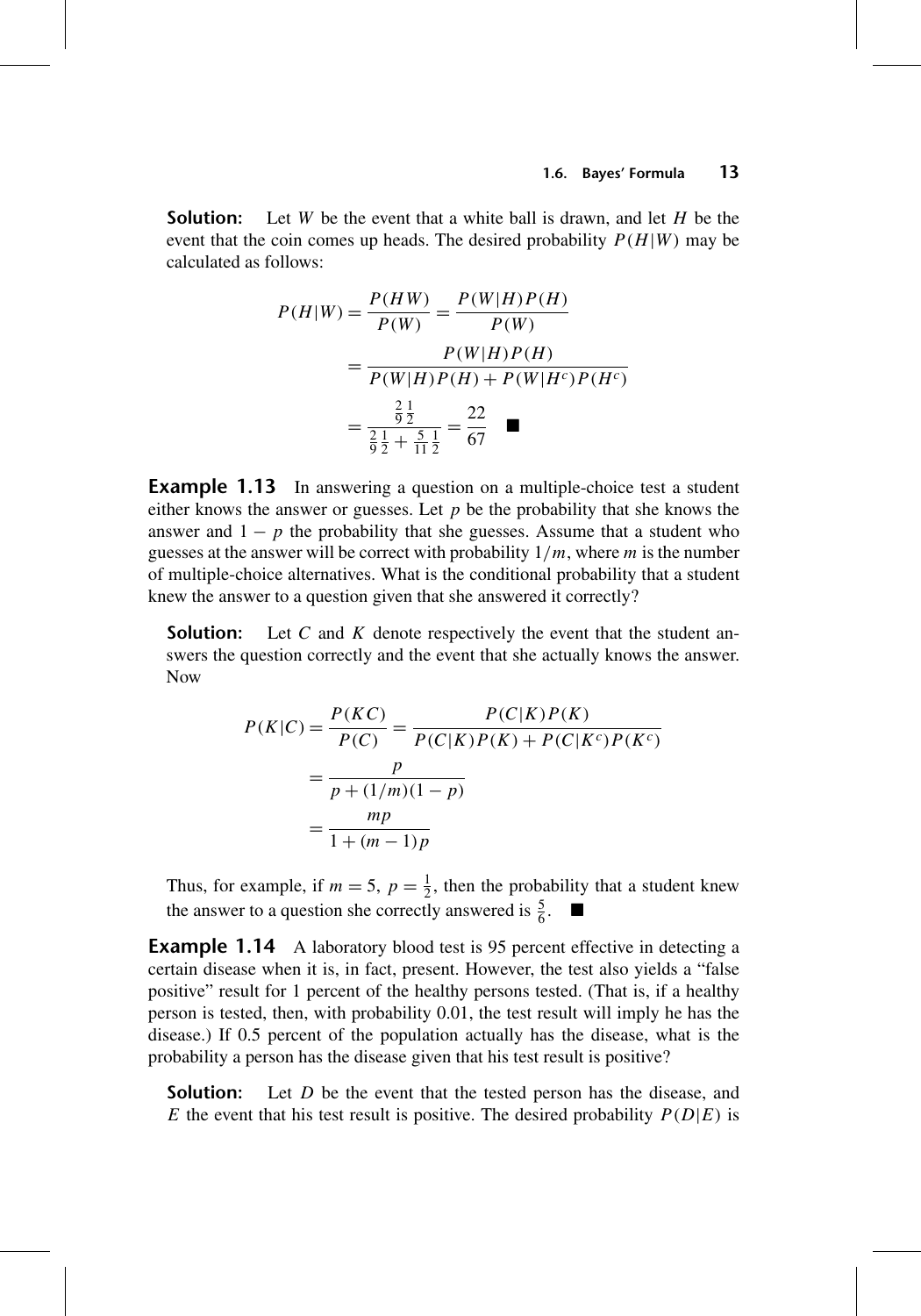**Solution:** Let $W$ be the event that a white ball is drawn, and let $H$ be the event that the coin comes up heads. The desired probability $P(H|W)$ may be calculated as follows:

$$
\begin{aligned}
P(H|W) &= \frac{P(HW)}{P(W)} = \frac{P(W|H)P(H)}{P(W)} \\
&= \frac{P(W|H)P(H)}{P(W|H)P(H) + P(W|H^c)P(H^c)} \\
&= \frac{\frac{2}{9}\frac{1}{2}}{\frac{2}{9}\frac{1}{2} + \frac{5}{11}\frac{1}{2}} = \frac{22}{67} \quad \blacksquare
\end{aligned}
$$

**Example 1.13** In answering a question on a multiple-choice test a student either knows the answer or guesses. Let $p$ be the probability that she knows the answer and $1 - p$ the probability that she guesses. Assume that a student who guesses at the answer will be correct with probability $1/m$, where $m$ is the number of multiple-choice alternatives. What is the conditional probability that a student knew the answer to a question given that she answered it correctly?

**Solution:** Let $C$ and $K$ denote respectively the event that the student answers the question correctly and the event that she actually knows the answer. Now

$$
\begin{aligned}
P(K|C) &= \frac{P(KC)}{P(C)} = \frac{P(C|K)P(K)}{P(C|K)P(K) + P(C|K^c)P(K^c)} \\
&= \frac{p}{p + (1/m)(1-p)} \\
&= \frac{mp}{1 + (m-1)p}
\end{aligned}
$$

Thus, for example, if $m = 5$, $p = \frac{1}{2}$, then the probability that a student knew the answer to a question she correctly answered is $\frac{5}{6}$. $\blacksquare$

**Example 1.14** A laboratory blood test is 95 percent effective in detecting a certain disease when it is, in fact, present. However, the test also yields a "false positive" result for 1 percent of the healthy persons tested. (That is, if a healthy person is tested, then, with probability 0.01, the test result will imply he has the disease.) If 0.5 percent of the population actually has the disease, what is the probability a person has the disease given that his test result is positive?

**Solution:** Let $D$ be the event that the tested person has the disease, and $E$ the event that his test result is positive. The desired probability $P(D|E)$ is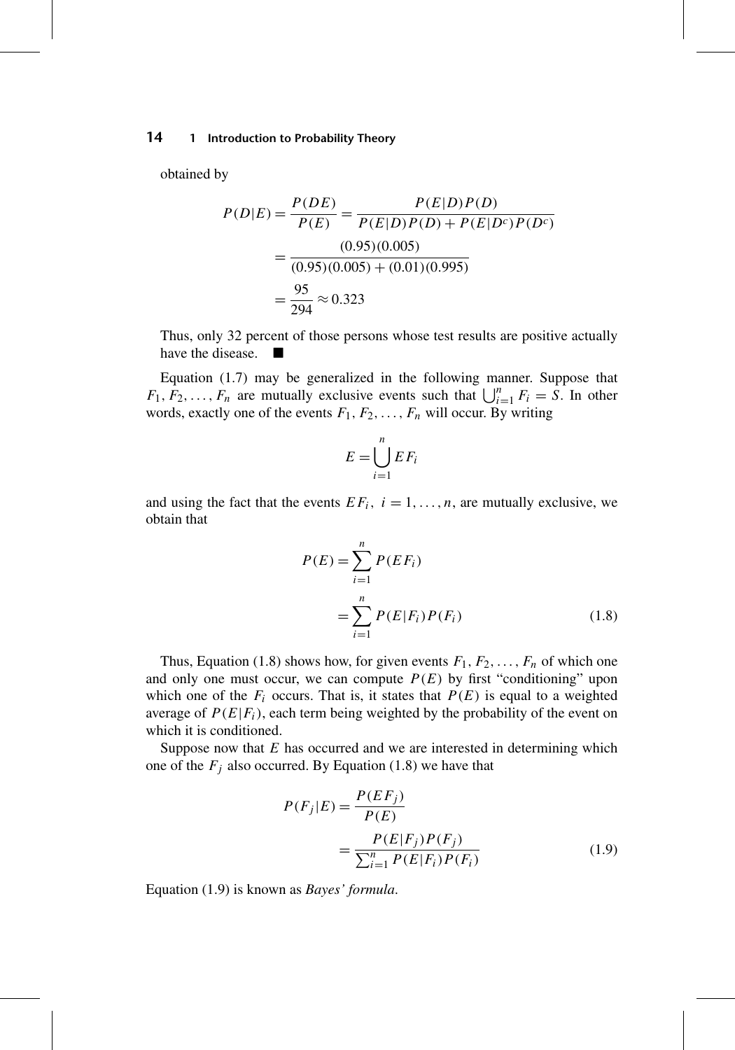obtained by

$$
\begin{aligned}
P(D|E) = \frac{P(DE)}{P(E)} &= \frac{P(E|D)P(D)}{P(E|D)P(D) + P(E|D^c)P(D^c)} \\
&= \frac{(0.95)(0.005)}{(0.95)(0.005) + (0.01)(0.995)} \\
&= \frac{95}{294} \approx 0.323
\end{aligned}
$$

Thus, only 32 percent of those persons whose test results are positive actually have the disease. ■

Equation (1.7) may be generalized in the following manner. Suppose that $F_1, F_2, \ldots, F_n$ are mutually exclusive events such that $\bigcup_{i=1}^{n} F_i = S$. In other words, exactly one of the events $F_1, F_2, \ldots, F_n$ will occur. By writing

$$
E = \bigcup_{i=1}^{n} EF_i
$$

and using the fact that the events $EF_i,\ i = 1, \ldots, n$, are mutually exclusive, we obtain that

$$
\begin{aligned}
P(E) &= \sum_{i=1}^{n} P(EF_i) \\
&= \sum_{i=1}^{n} P(E|F_i)P(F_i) \qquad (1.8)
\end{aligned}
$$

Thus, Equation (1.8) shows how, for given events $F_1, F_2, \ldots, F_n$ of which one and only one must occur, we can compute $P(E)$ by first "conditioning" upon which one of the $F_i$ occurs. That is, it states that $P(E)$ is equal to a weighted average of $P(E|F_i)$, each term being weighted by the probability of the event on which it is conditioned.

Suppose now that $E$ has occurred and we are interested in determining which one of the $F_j$ also occurred. By Equation (1.8) we have that

$$
\begin{aligned}
P(F_j|E) &= \frac{P(EF_j)}{P(E)} \\
&= \frac{P(E|F_j)P(F_j)}{\sum_{i=1}^{n} P(E|F_i)P(F_i)} \qquad (1.9)
\end{aligned}
$$

Equation (1.9) is known as *Bayes' formula*.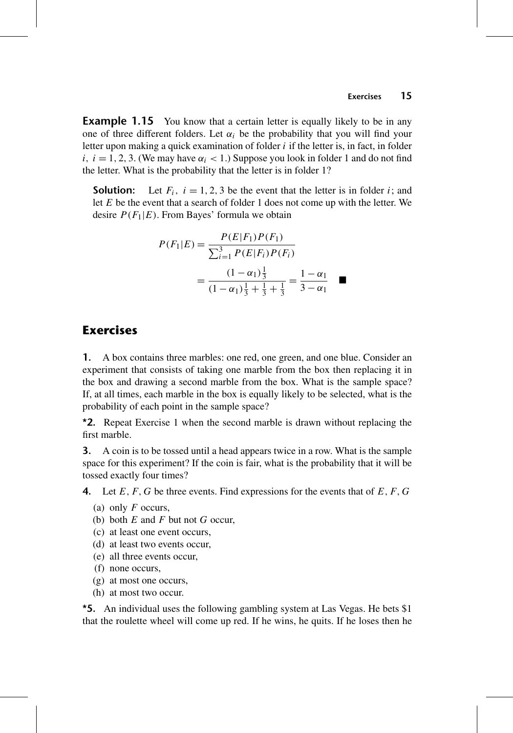**Example 1.15** You know that a certain letter is equally likely to be in any one of three different folders. Let $\alpha_i$ be the probability that you will find your letter upon making a quick examination of folder $i$ if the letter is, in fact, in folder $i$, $i = 1, 2, 3$. (We may have $\alpha_i < 1$.) Suppose you look in folder 1 and do not find the letter. What is the probability that the letter is in folder 1?

**Solution:** Let $F_i$, $i = 1, 2, 3$ be the event that the letter is in folder $i$; and let $E$ be the event that a search of folder 1 does not come up with the letter. We desire $P(F_1|E)$. From Bayes' formula we obtain

$$P(F_1|E) = \frac{P(E|F_1)P(F_1)}{\sum_{i=1}^{3} P(E|F_i)P(F_i)}$$

$$= \frac{(1-\alpha_1)\frac{1}{3}}{(1-\alpha_1)\frac{1}{3} + \frac{1}{3} + \frac{1}{3}} = \frac{1-\alpha_1}{3-\alpha_1} \quad \blacksquare$$

## Exercises

**1.** A box contains three marbles: one red, one green, and one blue. Consider an experiment that consists of taking one marble from the box then replacing it in the box and drawing a second marble from the box. What is the sample space? If, at all times, each marble in the box is equally likely to be selected, what is the probability of each point in the sample space?

**\*2.** Repeat Exercise 1 when the second marble is drawn without replacing the first marble.

**3.** A coin is to be tossed until a head appears twice in a row. What is the sample space for this experiment? If the coin is fair, what is the probability that it will be tossed exactly four times?

**4.** Let $E, F, G$ be three events. Find expressions for the events that of $E, F, G$

(a) only $F$ occurs,
(b) both $E$ and $F$ but not $G$ occur,
(c) at least one event occurs,
(d) at least two events occur,
(e) all three events occur,
(f) none occurs,
(g) at most one occurs,
(h) at most two occur.

**\*5.** An individual uses the following gambling system at Las Vegas. He bets \$1 that the roulette wheel will come up red. If he wins, he quits. If he loses then he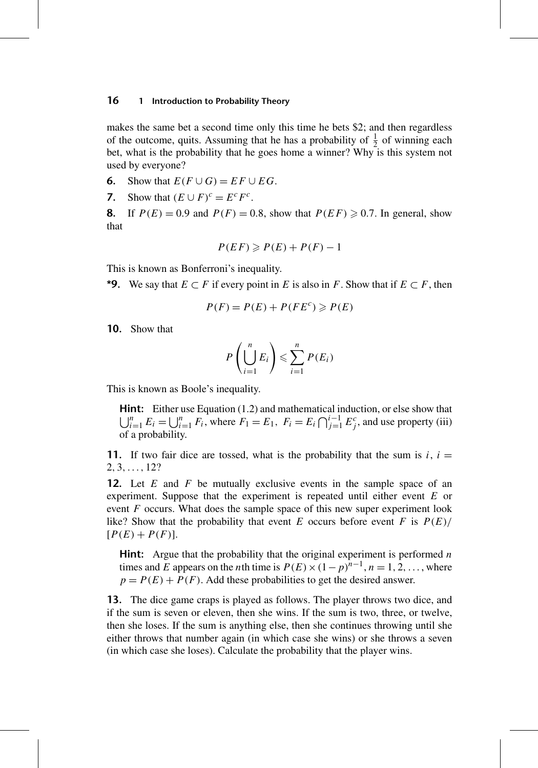makes the same bet a second time only this time he bets \$2; and then regardless of the outcome, quits. Assuming that he has a probability of $\frac{1}{2}$ of winning each bet, what is the probability that he goes home a winner? Why is this system not used by everyone?

**6.** Show that $E(F \cup G) = EF \cup EG$.

**7.** Show that $(E \cup F)^c = E^c F^c$.

**8.** If $P(E) = 0.9$ and $P(F) = 0.8$, show that $P(EF) \geqslant 0.7$. In general, show that

$$P(EF) \geqslant P(E) + P(F) - 1$$

This is known as Bonferroni's inequality.

***9.** We say that $E \subset F$ if every point in $E$ is also in $F$. Show that if $E \subset F$, then

$$P(F) = P(E) + P(FE^c) \geqslant P(E)$$

**10.** Show that

$$P\left(\bigcup_{i=1}^{n} E_i\right) \leqslant \sum_{i=1}^{n} P(E_i)$$

This is known as Boole's inequality.

> **Hint:** Either use Equation (1.2) and mathematical induction, or else show that $\bigcup_{i=1}^{n} E_i = \bigcup_{i=1}^{n} F_i$, where $F_1 = E_1$, $F_i = E_i \bigcap_{j=1}^{i-1} E_j^c$, and use property (iii) of a probability.

**11.** If two fair dice are tossed, what is the probability that the sum is $i$, $i = 2, 3, \ldots, 12$?

**12.** Let $E$ and $F$ be mutually exclusive events in the sample space of an experiment. Suppose that the experiment is repeated until either event $E$ or event $F$ occurs. What does the sample space of this new super experiment look like? Show that the probability that event $E$ occurs before event $F$ is $P(E)/[P(E) + P(F)]$.

> **Hint:** Argue that the probability that the original experiment is performed $n$ times and $E$ appears on the $n$th time is $P(E) \times (1-p)^{n-1}$, $n = 1, 2, \ldots$, where $p = P(E) + P(F)$. Add these probabilities to get the desired answer.

**13.** The dice game craps is played as follows. The player throws two dice, and if the sum is seven or eleven, then she wins. If the sum is two, three, or twelve, then she loses. If the sum is anything else, then she continues throwing until she either throws that number again (in which case she wins) or she throws a seven (in which case she loses). Calculate the probability that the player wins.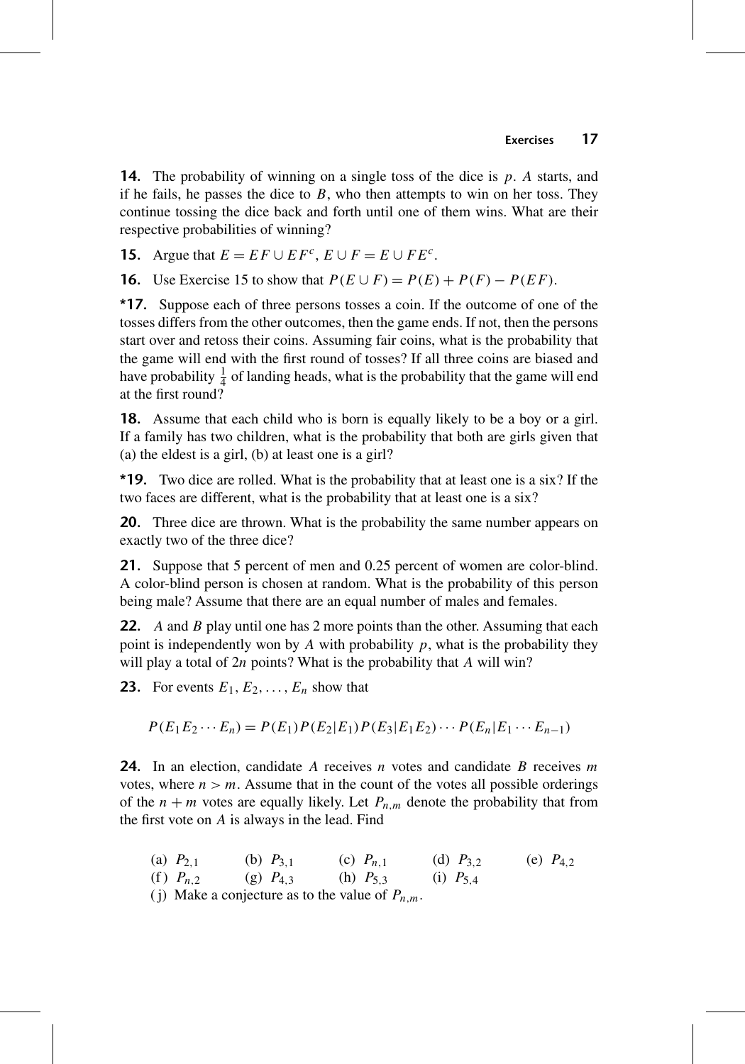**14.** The probability of winning on a single toss of the dice is $p$. $A$ starts, and if he fails, he passes the dice to $B$, who then attempts to win on her toss. They continue tossing the dice back and forth until one of them wins. What are their respective probabilities of winning?

**15.** Argue that $E = EF \cup EF^c$, $E \cup F = E \cup FE^c$.

**16.** Use Exercise 15 to show that $P(E \cup F) = P(E) + P(F) - P(EF)$.

***17.** Suppose each of three persons tosses a coin. If the outcome of one of the tosses differs from the other outcomes, then the game ends. If not, then the persons start over and retoss their coins. Assuming fair coins, what is the probability that the game will end with the first round of tosses? If all three coins are biased and have probability $\frac{1}{4}$ of landing heads, what is the probability that the game will end at the first round?

**18.** Assume that each child who is born is equally likely to be a boy or a girl. If a family has two children, what is the probability that both are girls given that (a) the eldest is a girl, (b) at least one is a girl?

***19.** Two dice are rolled. What is the probability that at least one is a six? If the two faces are different, what is the probability that at least one is a six?

**20.** Three dice are thrown. What is the probability the same number appears on exactly two of the three dice?

**21.** Suppose that 5 percent of men and 0.25 percent of women are color-blind. A color-blind person is chosen at random. What is the probability of this person being male? Assume that there are an equal number of males and females.

**22.** $A$ and $B$ play until one has 2 more points than the other. Assuming that each point is independently won by $A$ with probability $p$, what is the probability they will play a total of $2n$ points? What is the probability that $A$ will win?

**23.** For events $E_1, E_2, \ldots, E_n$ show that

$$P(E_1E_2 \cdots E_n) = P(E_1)P(E_2|E_1)P(E_3|E_1E_2) \cdots P(E_n|E_1 \cdots E_{n-1})$$

**24.** In an election, candidate $A$ receives $n$ votes and candidate $B$ receives $m$ votes, where $n > m$. Assume that in the count of the votes all possible orderings of the $n + m$ votes are equally likely. Let $P_{n,m}$ denote the probability that from the first vote on $A$ is always in the lead. Find

(a) $P_{2,1}$ (b) $P_{3,1}$ (c) $P_{n,1}$ (d) $P_{3,2}$ (e) $P_{4,2}$
(f) $P_{n,2}$ (g) $P_{4,3}$ (h) $P_{5,3}$ (i) $P_{5,4}$
(j) Make a conjecture as to the value of $P_{n,m}$.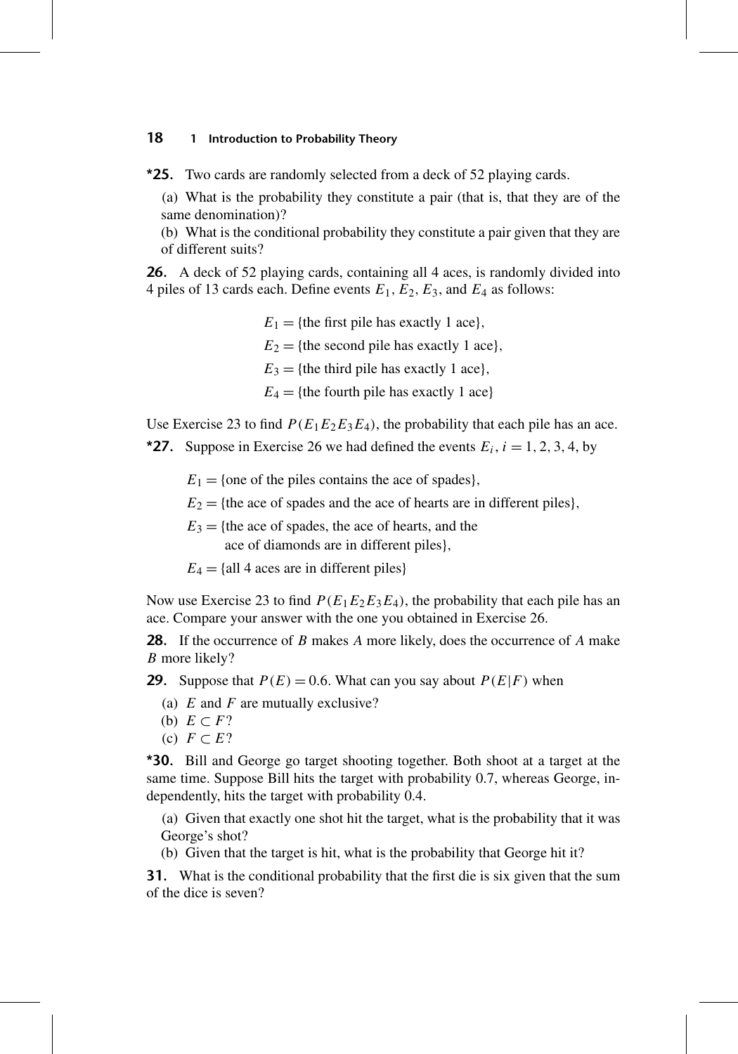**\*25.** Two cards are randomly selected from a deck of 52 playing cards.

(a) What is the probability they constitute a pair (that is, that they are of the same denomination)?

(b) What is the conditional probability they constitute a pair given that they are of different suits?

**26.** A deck of 52 playing cards, containing all 4 aces, is randomly divided into 4 piles of 13 cards each. Define events $E_1$, $E_2$, $E_3$, and $E_4$ as follows:

$$E_1 = \{\text{the first pile has exactly 1 ace}\},$$
$$E_2 = \{\text{the second pile has exactly 1 ace}\},$$
$$E_3 = \{\text{the third pile has exactly 1 ace}\},$$
$$E_4 = \{\text{the fourth pile has exactly 1 ace}\}$$

Use Exercise 23 to find $P(E_1E_2E_3E_4)$, the probability that each pile has an ace.

**\*27.** Suppose in Exercise 26 we had defined the events $E_i$, $i = 1, 2, 3, 4$, by

$$E_1 = \{\text{one of the piles contains the ace of spades}\},$$
$$E_2 = \{\text{the ace of spades and the ace of hearts are in different piles}\},$$
$$E_3 = \{\text{the ace of spades, the ace of hearts, and the ace of diamonds are in different piles}\},$$
$$E_4 = \{\text{all 4 aces are in different piles}\}$$

Now use Exercise 23 to find $P(E_1E_2E_3E_4)$, the probability that each pile has an ace. Compare your answer with the one you obtained in Exercise 26.

**28.** If the occurrence of $B$ makes $A$ more likely, does the occurrence of $A$ make $B$ more likely?

**29.** Suppose that $P(E) = 0.6$. What can you say about $P(E|F)$ when

(a) $E$ and $F$ are mutually exclusive?
(b) $E \subset F$?
(c) $F \subset E$?

**\*30.** Bill and George go target shooting together. Both shoot at a target at the same time. Suppose Bill hits the target with probability 0.7, whereas George, independently, hits the target with probability 0.4.

(a) Given that exactly one shot hit the target, what is the probability that it was George's shot?

(b) Given that the target is hit, what is the probability that George hit it?

**31.** What is the conditional probability that the first die is six given that the sum of the dice is seven?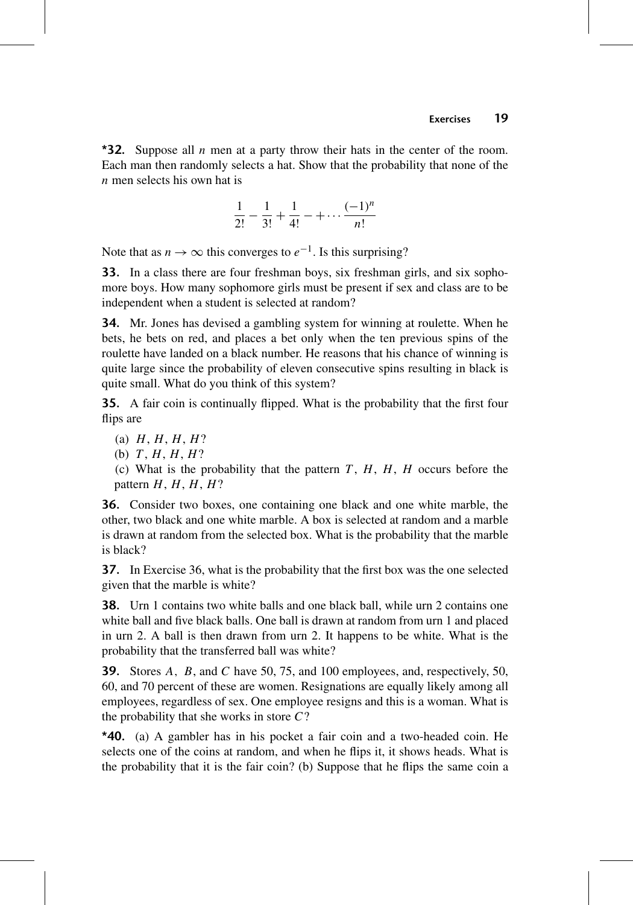**\*32.** Suppose all $n$ men at a party throw their hats in the center of the room. Each man then randomly selects a hat. Show that the probability that none of the $n$ men selects his own hat is

$$\frac{1}{2!} - \frac{1}{3!} + \frac{1}{4!} - + \cdots \frac{(-1)^n}{n!}$$

Note that as $n \to \infty$ this converges to $e^{-1}$. Is this surprising?

**33.** In a class there are four freshman boys, six freshman girls, and six sophomore boys. How many sophomore girls must be present if sex and class are to be independent when a student is selected at random?

**34.** Mr. Jones has devised a gambling system for winning at roulette. When he bets, he bets on red, and places a bet only when the ten previous spins of the roulette have landed on a black number. He reasons that his chance of winning is quite large since the probability of eleven consecutive spins resulting in black is quite small. What do you think of this system?

**35.** A fair coin is continually flipped. What is the probability that the first four flips are

(a) $H$, $H$, $H$, $H$?

(b) $T$, $H$, $H$, $H$?

(c) What is the probability that the pattern $T$, $H$, $H$, $H$ occurs before the pattern $H$, $H$, $H$, $H$?

**36.** Consider two boxes, one containing one black and one white marble, the other, two black and one white marble. A box is selected at random and a marble is drawn at random from the selected box. What is the probability that the marble is black?

**37.** In Exercise 36, what is the probability that the first box was the one selected given that the marble is white?

**38.** Urn 1 contains two white balls and one black ball, while urn 2 contains one white ball and five black balls. One ball is drawn at random from urn 1 and placed in urn 2. A ball is then drawn from urn 2. It happens to be white. What is the probability that the transferred ball was white?

**39.** Stores $A$, $B$, and $C$ have 50, 75, and 100 employees, and, respectively, 50, 60, and 70 percent of these are women. Resignations are equally likely among all employees, regardless of sex. One employee resigns and this is a woman. What is the probability that she works in store $C$?

**\*40.** (a) A gambler has in his pocket a fair coin and a two-headed coin. He selects one of the coins at random, and when he flips it, it shows heads. What is the probability that it is the fair coin? (b) Suppose that he flips the same coin a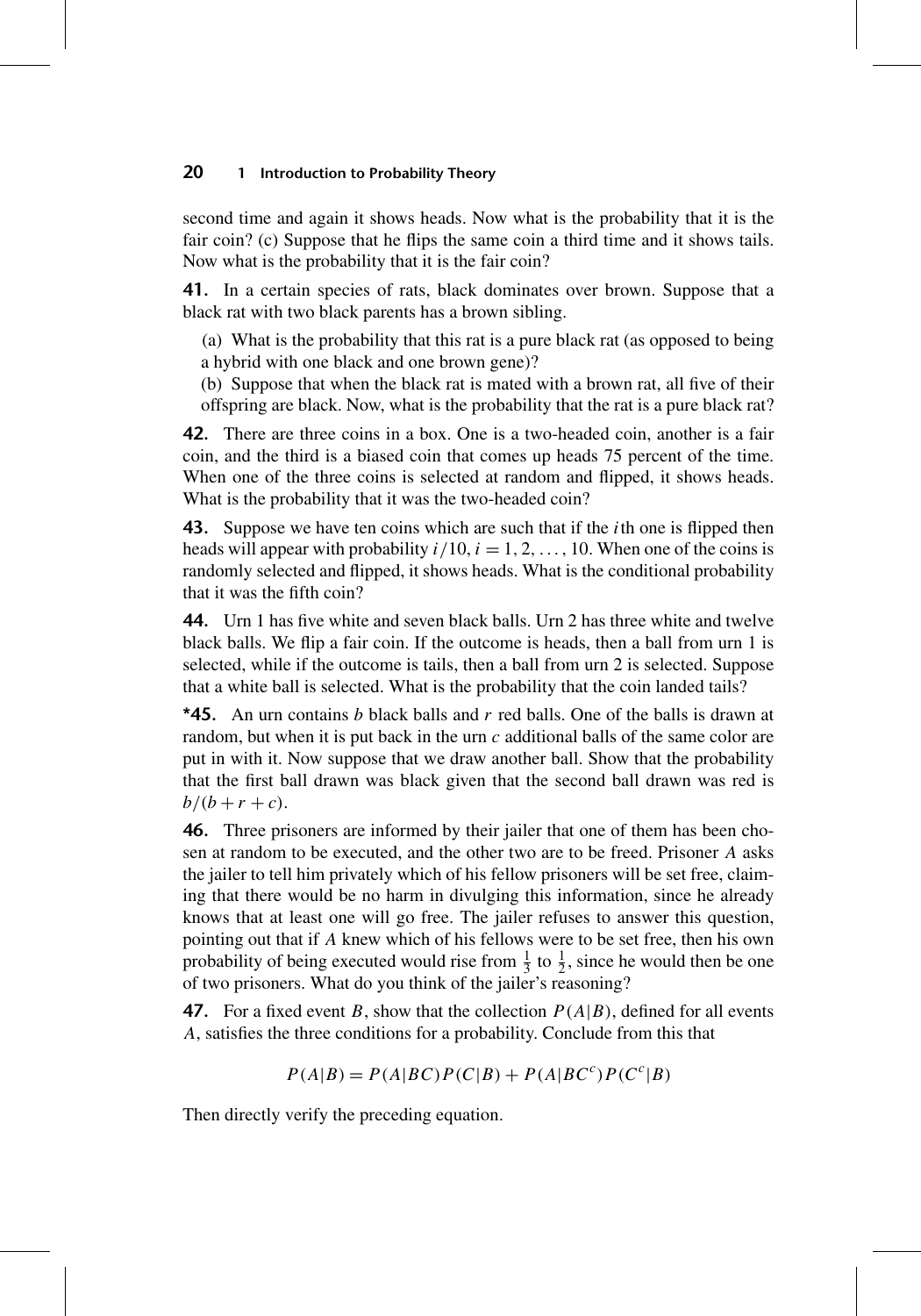second time and again it shows heads. Now what is the probability that it is the fair coin? (c) Suppose that he flips the same coin a third time and it shows tails. Now what is the probability that it is the fair coin?

**41.** In a certain species of rats, black dominates over brown. Suppose that a black rat with two black parents has a brown sibling.

(a) What is the probability that this rat is a pure black rat (as opposed to being a hybrid with one black and one brown gene)?

(b) Suppose that when the black rat is mated with a brown rat, all five of their offspring are black. Now, what is the probability that the rat is a pure black rat?

**42.** There are three coins in a box. One is a two-headed coin, another is a fair coin, and the third is a biased coin that comes up heads 75 percent of the time. When one of the three coins is selected at random and flipped, it shows heads. What is the probability that it was the two-headed coin?

**43.** Suppose we have ten coins which are such that if the $i$th one is flipped then heads will appear with probability $i/10$, $i = 1, 2, \ldots, 10$. When one of the coins is randomly selected and flipped, it shows heads. What is the conditional probability that it was the fifth coin?

**44.** Urn 1 has five white and seven black balls. Urn 2 has three white and twelve black balls. We flip a fair coin. If the outcome is heads, then a ball from urn 1 is selected, while if the outcome is tails, then a ball from urn 2 is selected. Suppose that a white ball is selected. What is the probability that the coin landed tails?

***45.** An urn contains $b$ black balls and $r$ red balls. One of the balls is drawn at random, but when it is put back in the urn $c$ additional balls of the same color are put in with it. Now suppose that we draw another ball. Show that the probability that the first ball drawn was black given that the second ball drawn was red is $b/(b + r + c)$.

**46.** Three prisoners are informed by their jailer that one of them has been chosen at random to be executed, and the other two are to be freed. Prisoner $A$ asks the jailer to tell him privately which of his fellow prisoners will be set free, claiming that there would be no harm in divulging this information, since he already knows that at least one will go free. The jailer refuses to answer this question, pointing out that if $A$ knew which of his fellows were to be set free, then his own probability of being executed would rise from $\frac{1}{3}$ to $\frac{1}{2}$, since he would then be one of two prisoners. What do you think of the jailer's reasoning?

**47.** For a fixed event $B$, show that the collection $P(A|B)$, defined for all events $A$, satisfies the three conditions for a probability. Conclude from this that

$$P(A|B) = P(A|BC)P(C|B) + P(A|BC^c)P(C^c|B)$$

Then directly verify the preceding equation.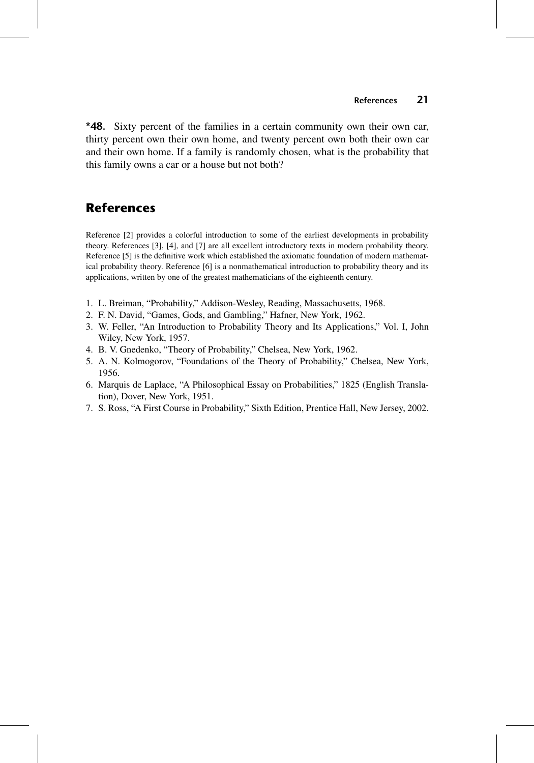**\*48.** Sixty percent of the families in a certain community own their own car, thirty percent own their own home, and twenty percent own both their own car and their own home. If a family is randomly chosen, what is the probability that this family owns a car or a house but not both?

## References

Reference [2] provides a colorful introduction to some of the earliest developments in probability theory. References [3], [4], and [7] are all excellent introductory texts in modern probability theory. Reference [5] is the definitive work which established the axiomatic foundation of modern mathematical probability theory. Reference [6] is a nonmathematical introduction to probability theory and its applications, written by one of the greatest mathematicians of the eighteenth century.

1. L. Breiman, "Probability," Addison-Wesley, Reading, Massachusetts, 1968.
2. F. N. David, "Games, Gods, and Gambling," Hafner, New York, 1962.
3. W. Feller, "An Introduction to Probability Theory and Its Applications," Vol. I, John Wiley, New York, 1957.
4. B. V. Gnedenko, "Theory of Probability," Chelsea, New York, 1962.
5. A. N. Kolmogorov, "Foundations of the Theory of Probability," Chelsea, New York, 1956.
6. Marquis de Laplace, "A Philosophical Essay on Probabilities," 1825 (English Translation), Dover, New York, 1951.
7. S. Ross, "A First Course in Probability," Sixth Edition, Prentice Hall, New Jersey, 2002.